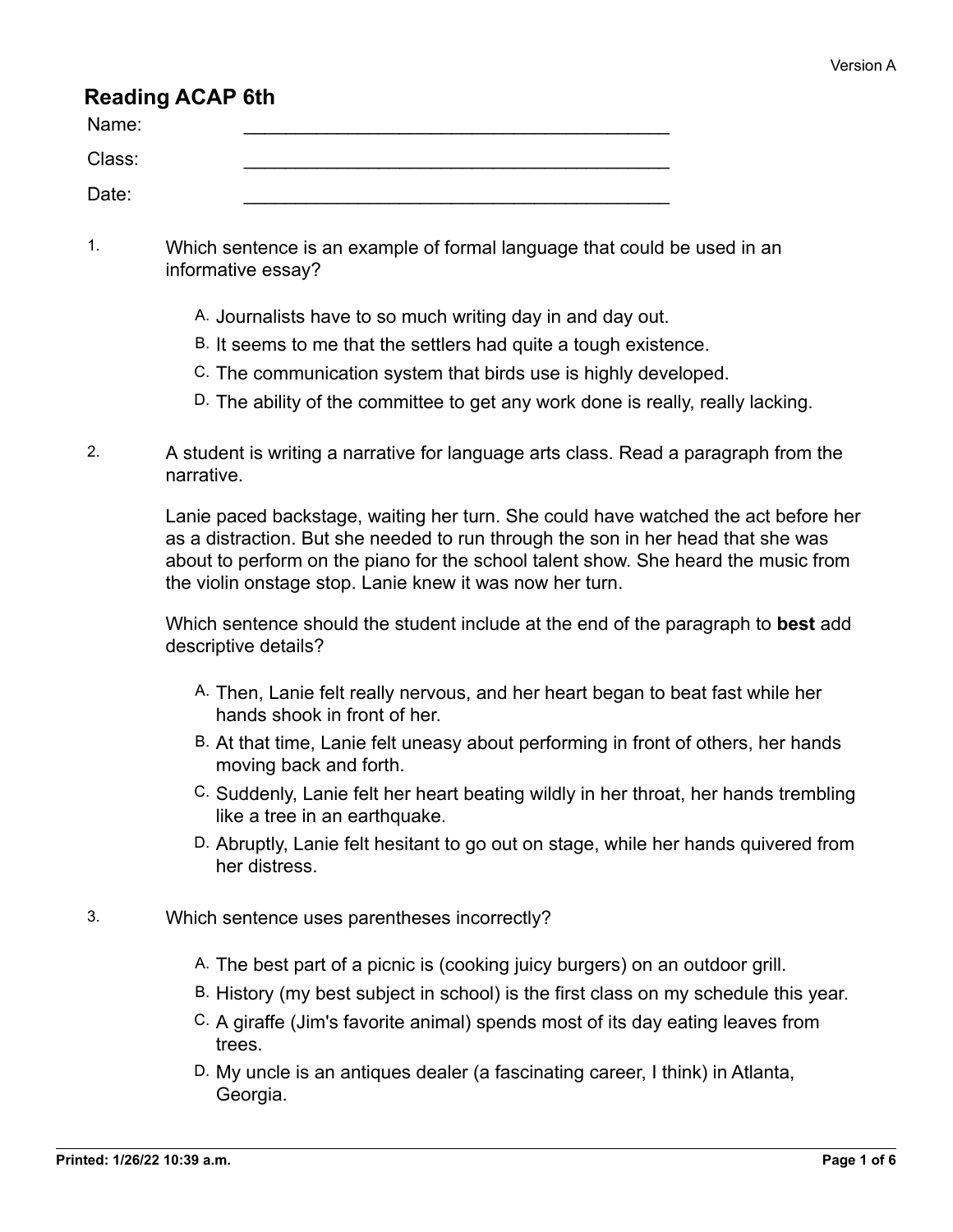# Reading ACAP 6th

Name: ________________________________________

Class: ________________________________________

Date: ________________________________________

1. Which sentence is an example of formal language that could be used in an informative essay?

   A. Journalists have to so much writing day in and day out.
   
   B. It seems to me that the settlers had quite a tough existence.
   
   C. The communication system that birds use is highly developed.
   
   D. The ability of the committee to get any work done is really, really lacking.

2. A student is writing a narrative for language arts class. Read a paragraph from the narrative.

   Lanie paced backstage, waiting her turn. She could have watched the act before her as a distraction. But she needed to run through the son in her head that she was about to perform on the piano for the school talent show. She heard the music from the violin onstage stop. Lanie knew it was now her turn.

   Which sentence should the student include at the end of the paragraph to **best** add descriptive details?

   A. Then, Lanie felt really nervous, and her heart began to beat fast while her hands shook in front of her.
   
   B. At that time, Lanie felt uneasy about performing in front of others, her hands moving back and forth.
   
   C. Suddenly, Lanie felt her heart beating wildly in her throat, her hands trembling like a tree in an earthquake.
   
   D. Abruptly, Lanie felt hesitant to go out on stage, while her hands quivered from her distress.

3. Which sentence uses parentheses incorrectly?

   A. The best part of a picnic is (cooking juicy burgers) on an outdoor grill.
   
   B. History (my best subject in school) is the first class on my schedule this year.
   
   C. A giraffe (Jim's favorite animal) spends most of its day eating leaves from trees.
   
   D. My uncle is an antiques dealer (a fascinating career, I think) in Atlanta, Georgia.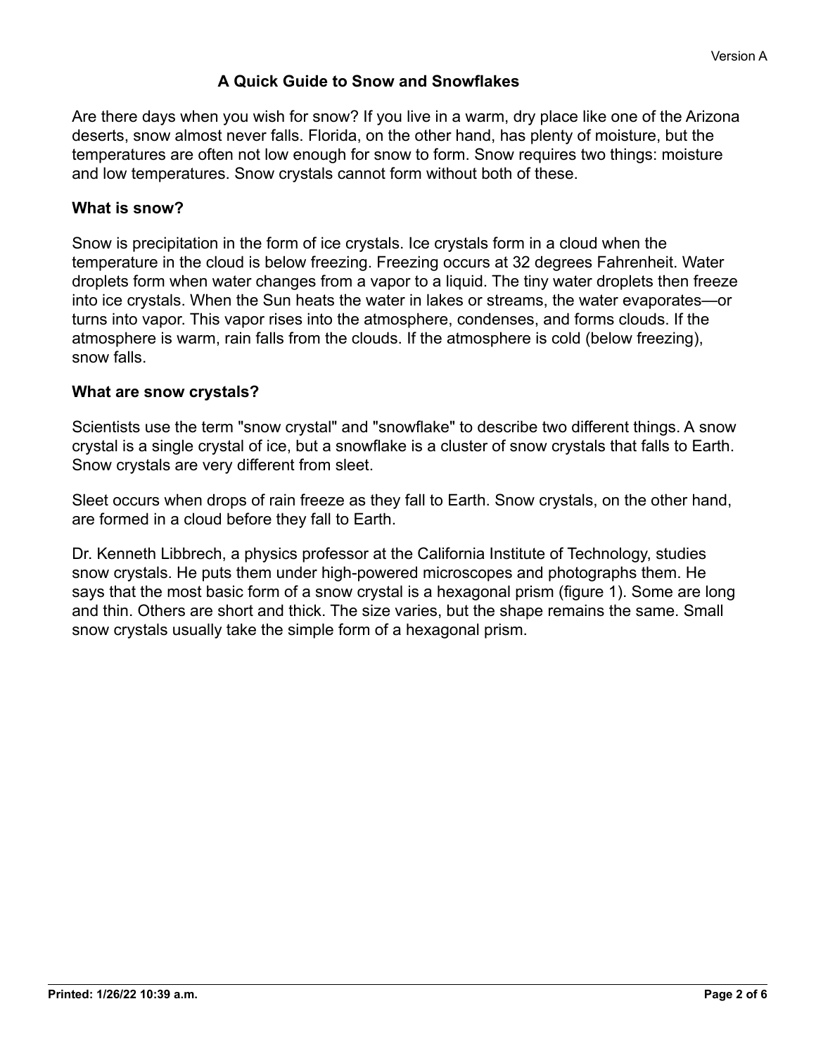# A Quick Guide to Snow and Snowflakes

Are there days when you wish for snow? If you live in a warm, dry place like one of the Arizona deserts, snow almost never falls. Florida, on the other hand, has plenty of moisture, but the temperatures are often not low enough for snow to form. Snow requires two things: moisture and low temperatures. Snow crystals cannot form without both of these.

## What is snow?

Snow is precipitation in the form of ice crystals. Ice crystals form in a cloud when the temperature in the cloud is below freezing. Freezing occurs at 32 degrees Fahrenheit. Water droplets form when water changes from a vapor to a liquid. The tiny water droplets then freeze into ice crystals. When the Sun heats the water in lakes or streams, the water evaporates—or turns into vapor. This vapor rises into the atmosphere, condenses, and forms clouds. If the atmosphere is warm, rain falls from the clouds. If the atmosphere is cold (below freezing), snow falls.

## What are snow crystals?

Scientists use the term "snow crystal" and "snowflake" to describe two different things. A snow crystal is a single crystal of ice, but a snowflake is a cluster of snow crystals that falls to Earth. Snow crystals are very different from sleet.

Sleet occurs when drops of rain freeze as they fall to Earth. Snow crystals, on the other hand, are formed in a cloud before they fall to Earth.

Dr. Kenneth Libbrech, a physics professor at the California Institute of Technology, studies snow crystals. He puts them under high-powered microscopes and photographs them. He says that the most basic form of a snow crystal is a hexagonal prism (figure 1). Some are long and thin. Others are short and thick. The size varies, but the shape remains the same. Small snow crystals usually take the simple form of a hexagonal prism.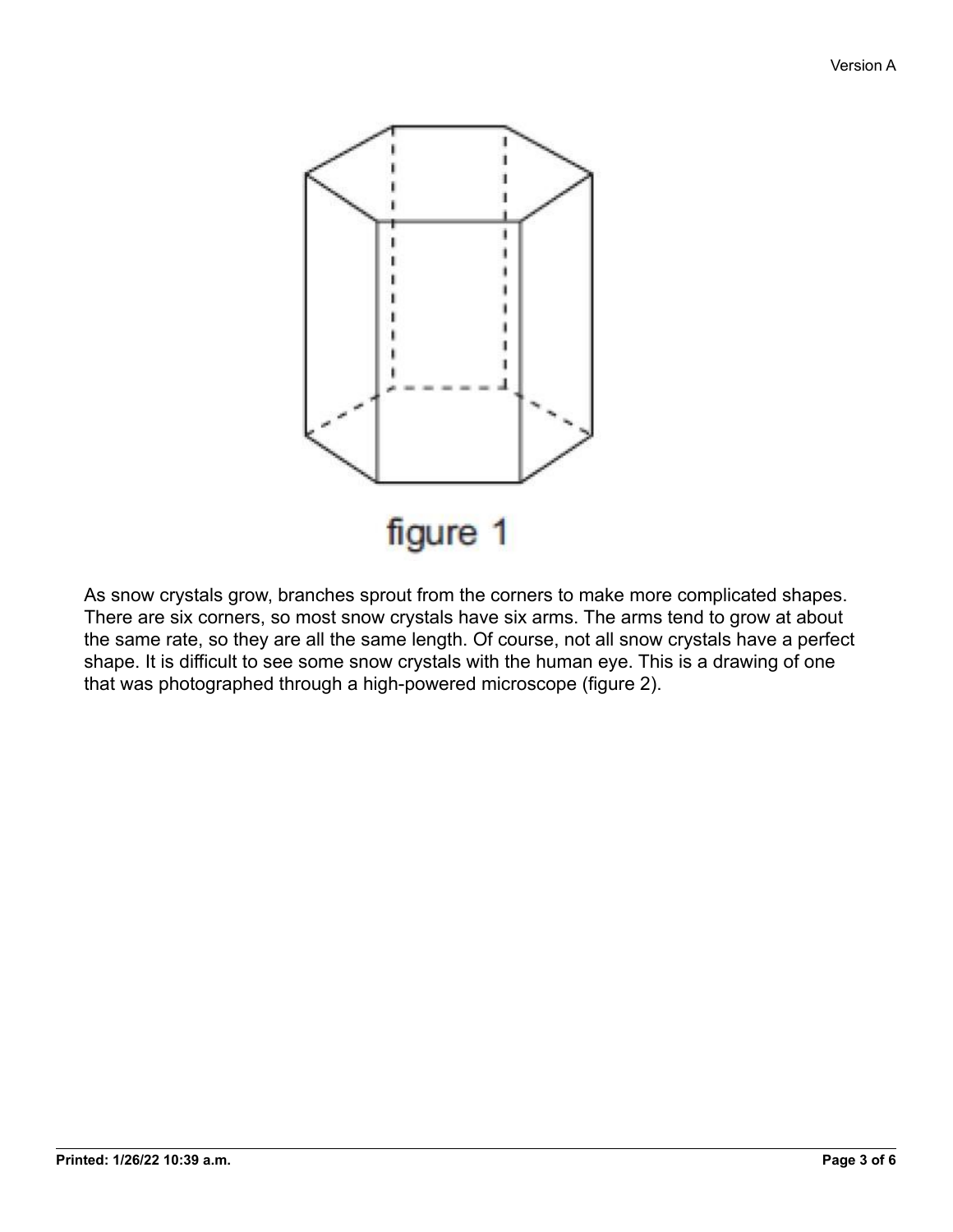figure 1

As snow crystals grow, branches sprout from the corners to make more complicated shapes. There are six corners, so most snow crystals have six arms. The arms tend to grow at about the same rate, so they are all the same length. Of course, not all snow crystals have a perfect shape. It is difficult to see some snow crystals with the human eye. This is a drawing of one that was photographed through a high-powered microscope (figure 2).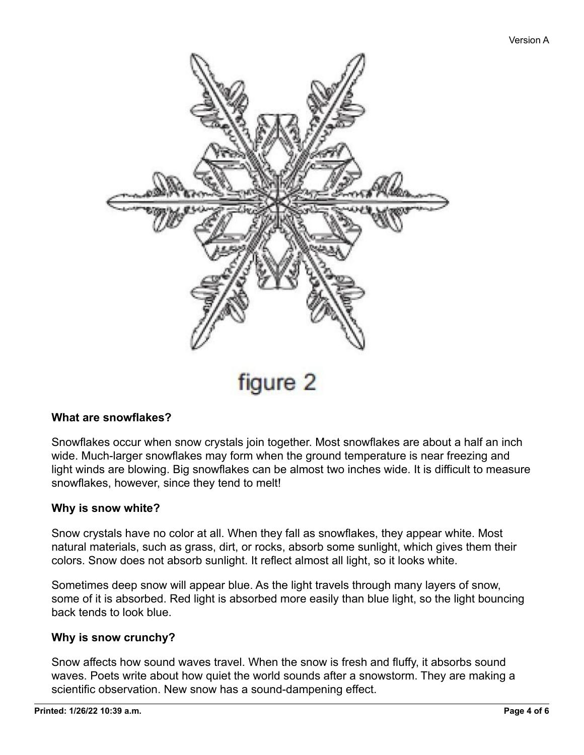figure 2

**What are snowflakes?**

Snowflakes occur when snow crystals join together. Most snowflakes are about a half an inch wide. Much-larger snowflakes may form when the ground temperature is near freezing and light winds are blowing. Big snowflakes can be almost two inches wide. It is difficult to measure snowflakes, however, since they tend to melt!

**Why is snow white?**

Snow crystals have no color at all. When they fall as snowflakes, they appear white. Most natural materials, such as grass, dirt, or rocks, absorb some sunlight, which gives them their colors. Snow does not absorb sunlight. It reflect almost all light, so it looks white.

Sometimes deep snow will appear blue. As the light travels through many layers of snow, some of it is absorbed. Red light is absorbed more easily than blue light, so the light bouncing back tends to look blue.

**Why is snow crunchy?**

Snow affects how sound waves travel. When the snow is fresh and fluffy, it absorbs sound waves. Poets write about how quiet the world sounds after a snowstorm. They are making a scientific observation. New snow has a sound-dampening effect.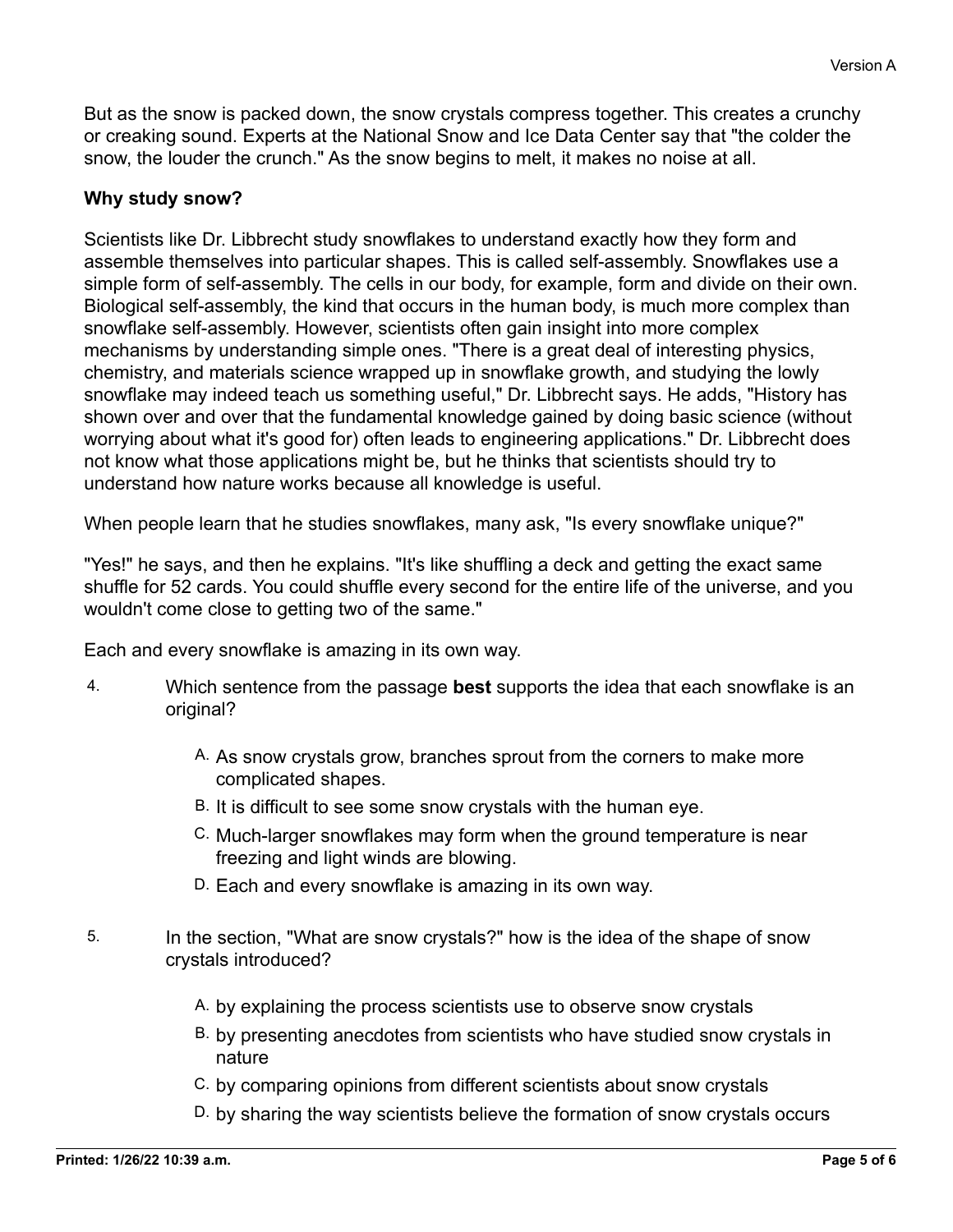But as the snow is packed down, the snow crystals compress together. This creates a crunchy or creaking sound. Experts at the National Snow and Ice Data Center say that "the colder the snow, the louder the crunch." As the snow begins to melt, it makes no noise at all.

**Why study snow?**

Scientists like Dr. Libbrecht study snowflakes to understand exactly how they form and assemble themselves into particular shapes. This is called self-assembly. Snowflakes use a simple form of self-assembly. The cells in our body, for example, form and divide on their own. Biological self-assembly, the kind that occurs in the human body, is much more complex than snowflake self-assembly. However, scientists often gain insight into more complex mechanisms by understanding simple ones. "There is a great deal of interesting physics, chemistry, and materials science wrapped up in snowflake growth, and studying the lowly snowflake may indeed teach us something useful," Dr. Libbrecht says. He adds, "History has shown over and over that the fundamental knowledge gained by doing basic science (without worrying about what it's good for) often leads to engineering applications." Dr. Libbrecht does not know what those applications might be, but he thinks that scientists should try to understand how nature works because all knowledge is useful.

When people learn that he studies snowflakes, many ask, "Is every snowflake unique?"

"Yes!" he says, and then he explains. "It's like shuffling a deck and getting the exact same shuffle for 52 cards. You could shuffle every second for the entire life of the universe, and you wouldn't come close to getting two of the same."

Each and every snowflake is amazing in its own way.

4. Which sentence from the passage **best** supports the idea that each snowflake is an original?

   A. As snow crystals grow, branches sprout from the corners to make more complicated shapes.

   B. It is difficult to see some snow crystals with the human eye.

   C. Much-larger snowflakes may form when the ground temperature is near freezing and light winds are blowing.

   D. Each and every snowflake is amazing in its own way.

5. In the section, "What are snow crystals?" how is the idea of the shape of snow crystals introduced?

   A. by explaining the process scientists use to observe snow crystals

   B. by presenting anecdotes from scientists who have studied snow crystals in nature

   C. by comparing opinions from different scientists about snow crystals

   D. by sharing the way scientists believe the formation of snow crystals occurs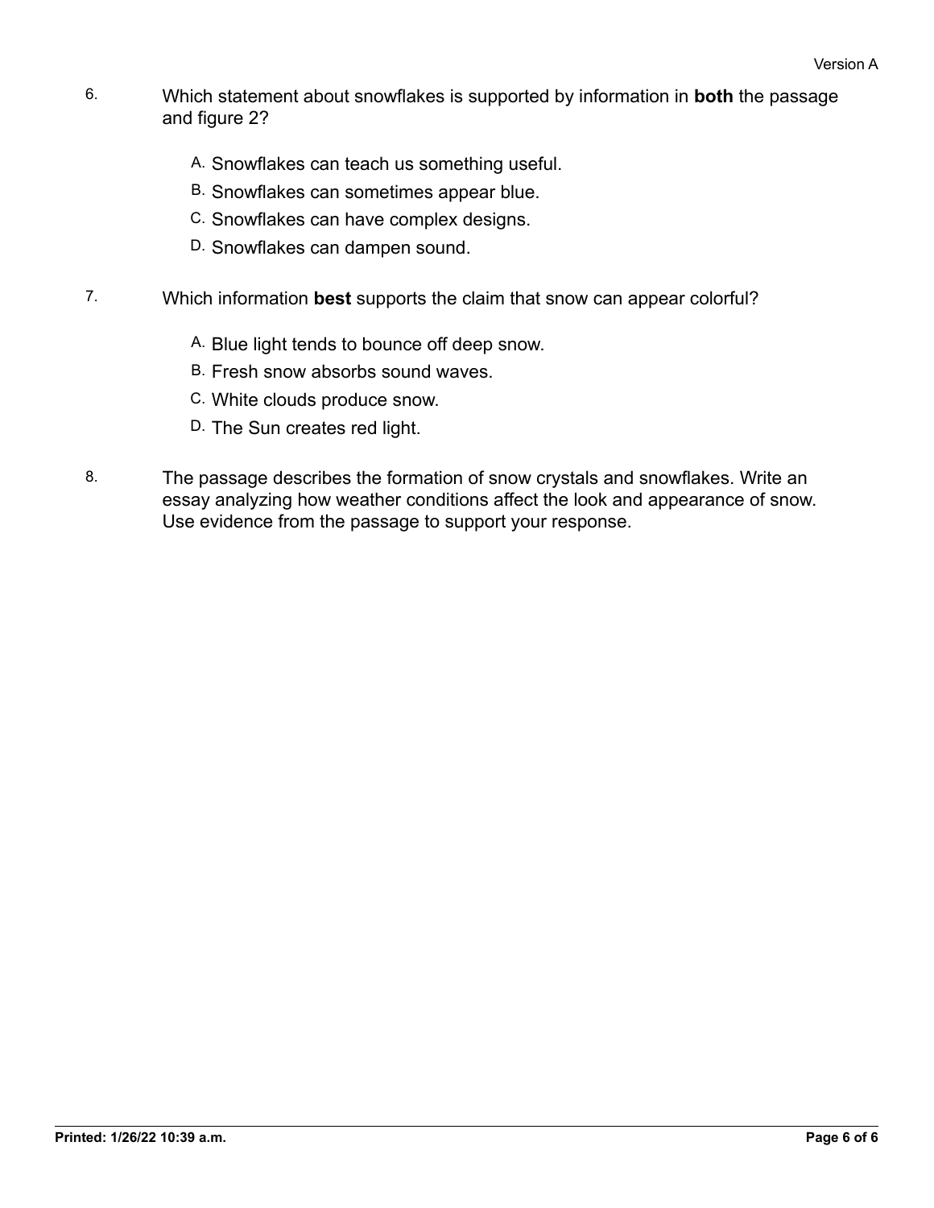6. Which statement about snowflakes is supported by information in **both** the passage and figure 2?

   A. Snowflakes can teach us something useful.
   B. Snowflakes can sometimes appear blue.
   C. Snowflakes can have complex designs.
   D. Snowflakes can dampen sound.

7. Which information **best** supports the claim that snow can appear colorful?

   A. Blue light tends to bounce off deep snow.
   B. Fresh snow absorbs sound waves.
   C. White clouds produce snow.
   D. The Sun creates red light.

8. The passage describes the formation of snow crystals and snowflakes. Write an essay analyzing how weather conditions affect the look and appearance of snow. Use evidence from the passage to support your response.